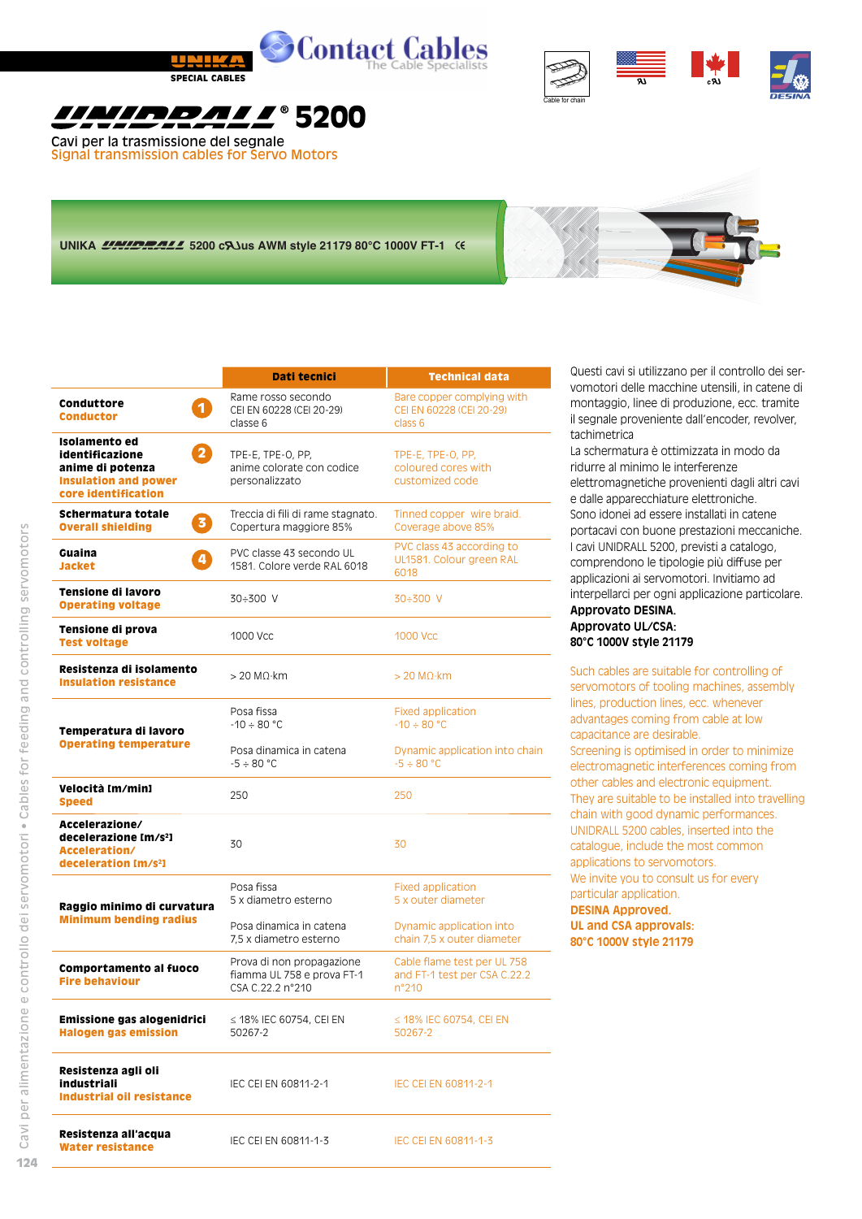UNIKA SPECIAL CABLES

Contact Cables — The Cable Specialists

Cable for chain

# UNIDRALL® 5200

## Cavi per la trasmissione del segnale
## Signal transmission cables for Servo Motors

UNIKA UNIDRALL 5200 cULus AWM style 21179 80°C 1000V FT-1 CE

| | Dati tecnici | Technical data |
|---|---|---|
| **Conduttore** **Conductor** (1) | Rame rosso secondo CEI EN 60228 (CEI 20-29) classe 6 | Bare copper complying with CEI EN 60228 (CEI 20-29) class 6 |
| **Isolamento ed identificazione anime di potenza** **Insulation and power core identification** (2) | TPE-E, TPE-O, PP, anime colorate con codice personalizzato | TPE-E, TPE-O, PP, coloured cores with customized code |
| **Schermatura totale** **Overall shielding** (3) | Treccia di fili di rame stagnato. Copertura maggiore 85% | Tinned copper wire braid. Coverage above 85% |
| **Guaina** **Jacket** (4) | PVC classe 43 secondo UL 1581. Colore verde RAL 6018 | PVC class 43 according to UL1581. Colour green RAL 6018 |
| **Tensione di lavoro** **Operating voltage** | 30÷300 V | 30÷300 V |
| **Tensione di prova** **Test voltage** | 1000 Vcc | 1000 Vcc |
| **Resistenza di isolamento** **Insulation resistance** | > 20 MΩ·km | > 20 MΩ·km |
| **Temperatura di lavoro** **Operating temperature** | Posa fissa -10 ÷ 80 °C<br>Posa dinamica in catena -5 ÷ 80 °C | Fixed application -10 ÷ 80 °C<br>Dynamic application into chain -5 ÷ 80 °C |
| **Velocità [m/min]** **Speed** | 250 | 250 |
| **Accelerazione/decelerazione [m/s²]** **Acceleration/deceleration [m/s²]** | 30 | 30 |
| **Raggio minimo di curvatura** **Minimum bending radius** | Posa fissa 5 x diametro esterno<br>Posa dinamica in catena 7,5 x diametro esterno | Fixed application 5 x outer diameter<br>Dynamic application into chain 7,5 x outer diameter |
| **Comportamento al fuoco** **Fire behaviour** | Prova di non propagazione fiamma UL 758 e prova FT-1 CSA C.22.2 n°210 | Cable flame test per UL 758 and FT-1 test per CSA C.22.2 n°210 |
| **Emissione gas alogenidrici** **Halogen gas emission** | ≤ 18% IEC 60754, CEI EN 50267-2 | ≤ 18% IEC 60754, CEI EN 50267-2 |
| **Resistenza agli oli industriali** **Industrial oil resistance** | IEC CEI EN 60811-2-1 | IEC CEI EN 60811-2-1 |
| **Resistenza all'acqua** **Water resistance** | IEC CEI EN 60811-1-3 | IEC CEI EN 60811-1-3 |

Questi cavi si utilizzano per il controllo dei servomotori delle macchine utensili, in catene di montaggio, linee di produzione, ecc. tramite il segnale proveniente dall'encoder, revolver, tachimetrica
La schermatura è ottimizzata in modo da ridurre al minimo le interferenze elettromagnetiche provenienti dagli altri cavi e dalle apparecchiature elettroniche.
Sono idonei ad essere installati in catene portacavi con buone prestazioni meccaniche.
I cavi UNIDRALL 5200, previsti a catalogo, comprendono le tipologie più diffuse per applicazioni ai servomotori. Invitiamo ad interpellarci per ogni applicazione particolare.
**Approvato DESINA.**
**Approvato UL/CSA:**
**80°C 1000V style 21179**

Such cables are suitable for controlling of servomotors of tooling machines, assembly lines, production lines, ecc. whenever advantages coming from cable at low capacitance are desirable.
Screening is optimised in order to minimize electromagnetic interferences coming from other cables and electronic equipment.
They are suitable to be installed into travelling chain with good dynamic performances.
UNIDRALL 5200 cables, inserted into the catalogue, include the most common applications to servomotors.
We invite you to consult us for every particular application.
**DESINA Approved.**
**UL and CSA approvals:**
**80°C 1000V style 21179**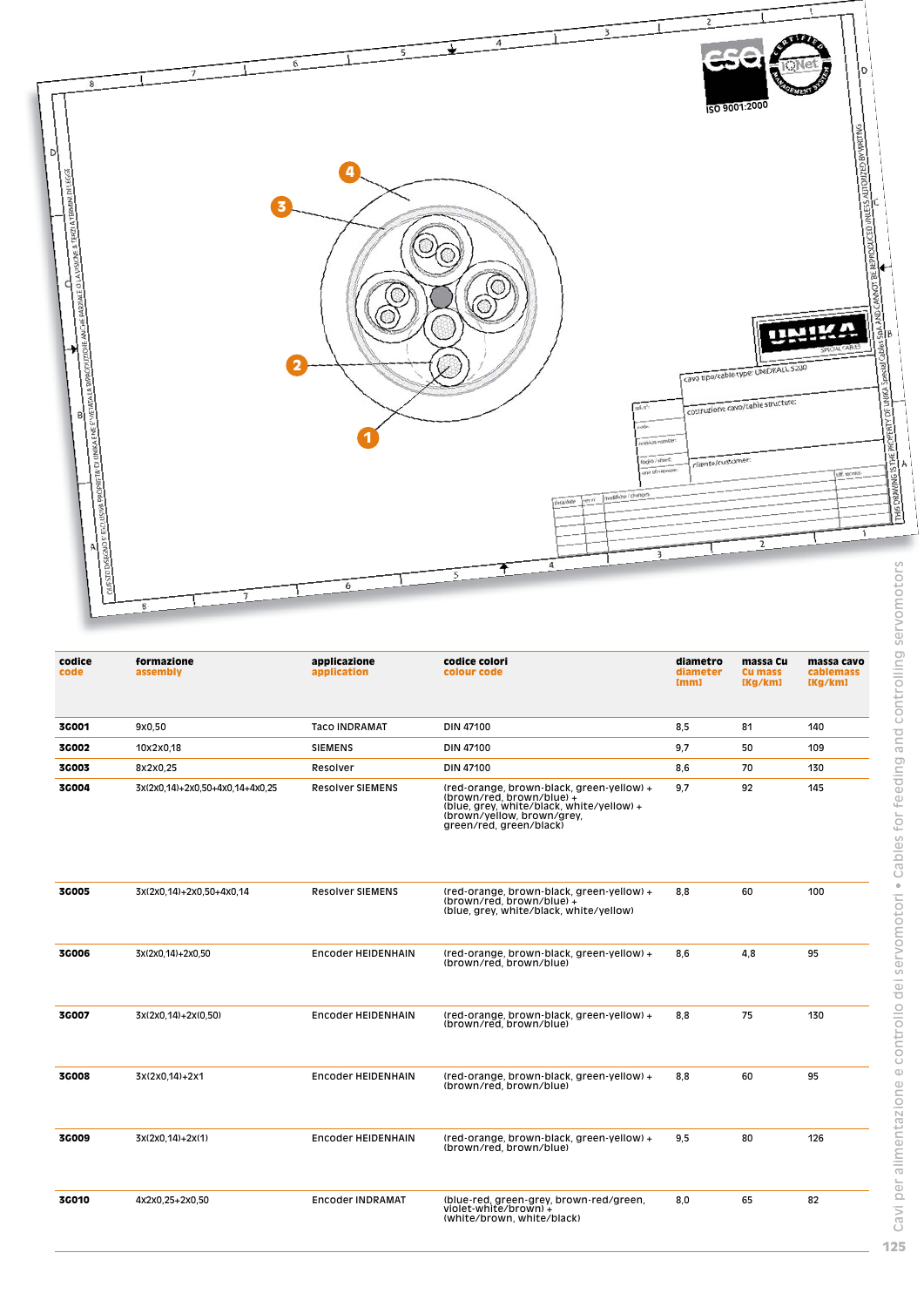| codice<br>code | formazione<br>assembly | applicazione<br>application | codice colori<br>colour code | diametro<br>diameter<br>[mm] | massa Cu<br>Cu mass<br>[Kg/km] | massa cavo<br>cablemass<br>[Kg/km] |
|---|---|---|---|---|---|---|
| 3G001 | 9x0,50 | Taco INDRAMAT | DIN 47100 | 8,5 | 81 | 140 |
| 3G002 | 10x2x0,18 | SIEMENS | DIN 47100 | 9,7 | 50 | 109 |
| 3G003 | 8x2x0,25 | Resolver | DIN 47100 | 8,6 | 70 | 130 |
| 3G004 | 3x(2x0,14)+2x0,50+4x0,14+4x0,25 | Resolver SIEMENS | (red-orange, brown-black, green-yellow) + (brown/red, brown/blue) + (blue, grey, white/black, white/yellow) + (brown/yellow, brown/grey, green/red, green/black) | 9,7 | 92 | 145 |
| 3G005 | 3x(2x0,14)+2x0,50+4x0,14 | Resolver SIEMENS | (red-orange, brown-black, green-yellow) + (brown/red, brown/blue) + (blue, grey, white/black, white/yellow) | 8,8 | 60 | 100 |
| 3G006 | 3x(2x0,14)+2x0,50 | Encoder HEIDENHAIN | (red-orange, brown-black, green-yellow) + (brown/red, brown/blue) | 8,6 | 4,8 | 95 |
| 3G007 | 3x(2x0,14)+2x(0,50) | Encoder HEIDENHAIN | (red-orange, brown-black, green-yellow) + (brown/red, brown/blue) | 8,8 | 75 | 130 |
| 3G008 | 3x(2x0,14)+2x1 | Encoder HEIDENHAIN | (red-orange, brown-black, green-yellow) + (brown/red, brown/blue) | 8,8 | 60 | 95 |
| 3G009 | 3x(2x0,14)+2x(1) | Encoder HEIDENHAIN | (red-orange, brown-black, green-yellow) + (brown/red, brown/blue) | 9,5 | 80 | 126 |
| 3G010 | 4x2x0,25+2x0,50 | Encoder INDRAMAT | (blue-red, green-grey, brown-red/green, violet-white/brown) + (white/brown, white/black) | 8,0 | 65 | 82 |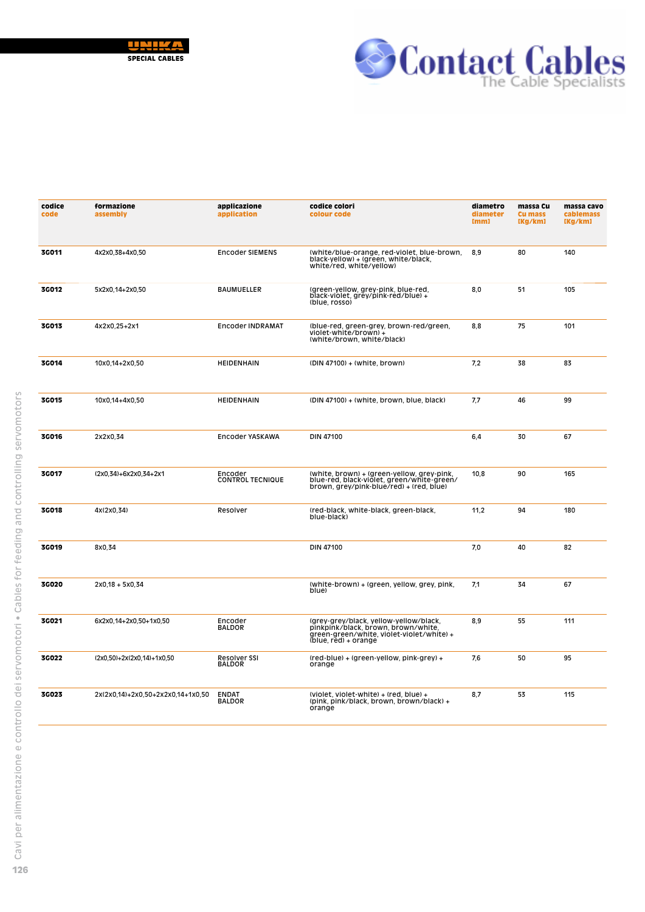**UNIKA**
**SPECIAL CABLES**

Contact Cables
The Cable Specialists

| codice<br>code | formazione<br>assembly | applicazione<br>application | codice colori<br>colour code | diametro<br>diameter<br>[mm] | massa Cu<br>Cu mass<br>[Kg/km] | massa cavo<br>cablemass<br>[Kg/km] |
|---|---|---|---|---|---|---|
| 3G011 | 4x2x0,38+4x0,50 | Encoder SIEMENS | (white/blue-orange, red-violet, blue-brown, black-yellow) + (green, white/black, white/red, white/yellow) | 8,9 | 80 | 140 |
| 3G012 | 5x2x0,14+2x0,50 | BAUMUELLER | (green-yellow, grey-pink, blue-red, black-violet, grey/pink-red/blue) + (blue, rosso) | 8,0 | 51 | 105 |
| 3G013 | 4x2x0,25+2x1 | Encoder INDRAMAT | (blue-red, green-grey, brown-red/green, violet-white/brown) + (white/brown, white/black) | 8,8 | 75 | 101 |
| 3G014 | 10x0,14+2x0,50 | HEIDENHAIN | (DIN 47100) + (white, brown) | 7,2 | 38 | 83 |
| 3G015 | 10x0,14+4x0,50 | HEIDENHAIN | (DIN 47100) + (white, brown, blue, black) | 7,7 | 46 | 99 |
| 3G016 | 2x2x0,34 | Encoder YASKAWA | DIN 47100 | 6,4 | 30 | 67 |
| 3G017 | (2x0,34)+6x2x0,34+2x1 | Encoder CONTROL TECNIQUE | (white, brown) + (green-yellow, grey-pink, blue-red, black-violet, green/white-green/brown, grey/pink-blue/red) + (red, blue) | 10,8 | 90 | 165 |
| 3G018 | 4x(2x0,34) | Resolver | (red-black, white-black, green-black, blue-black) | 11,2 | 94 | 180 |
| 3G019 | 8x0,34 | | DIN 47100 | 7,0 | 40 | 82 |
| 3G020 | 2x0,18 + 5x0,34 | | (white-brown) + (green, yellow, grey, pink, blue) | 7,1 | 34 | 67 |
| 3G021 | 6x2x0,14+2x0,50+1x0,50 | Encoder BALDOR | (grey-grey/black, yellow-yellow/black, pinkpink/black, brown, brown/white, green-green/white, violet-violet/white) + (blue, red) + orange | 8,9 | 55 | 111 |
| 3G022 | (2x0,50)+2x(2x0,14)+1x0,50 | Resolver SSI BALDOR | (red-blue) + (green-yellow, pink-grey) + orange | 7,6 | 50 | 95 |
| 3G023 | 2x(2x0,14)+2x0,50+2x2x0,14+1x0,50 | ENDAT BALDOR | (violet, violet-white) + (red, blue) + (pink, pink/black, brown, brown/black) + orange | 8,7 | 53 | 115 |

Cavi per alimentazione e controllo dei servomotori • Cables for feeding and controlling servomotors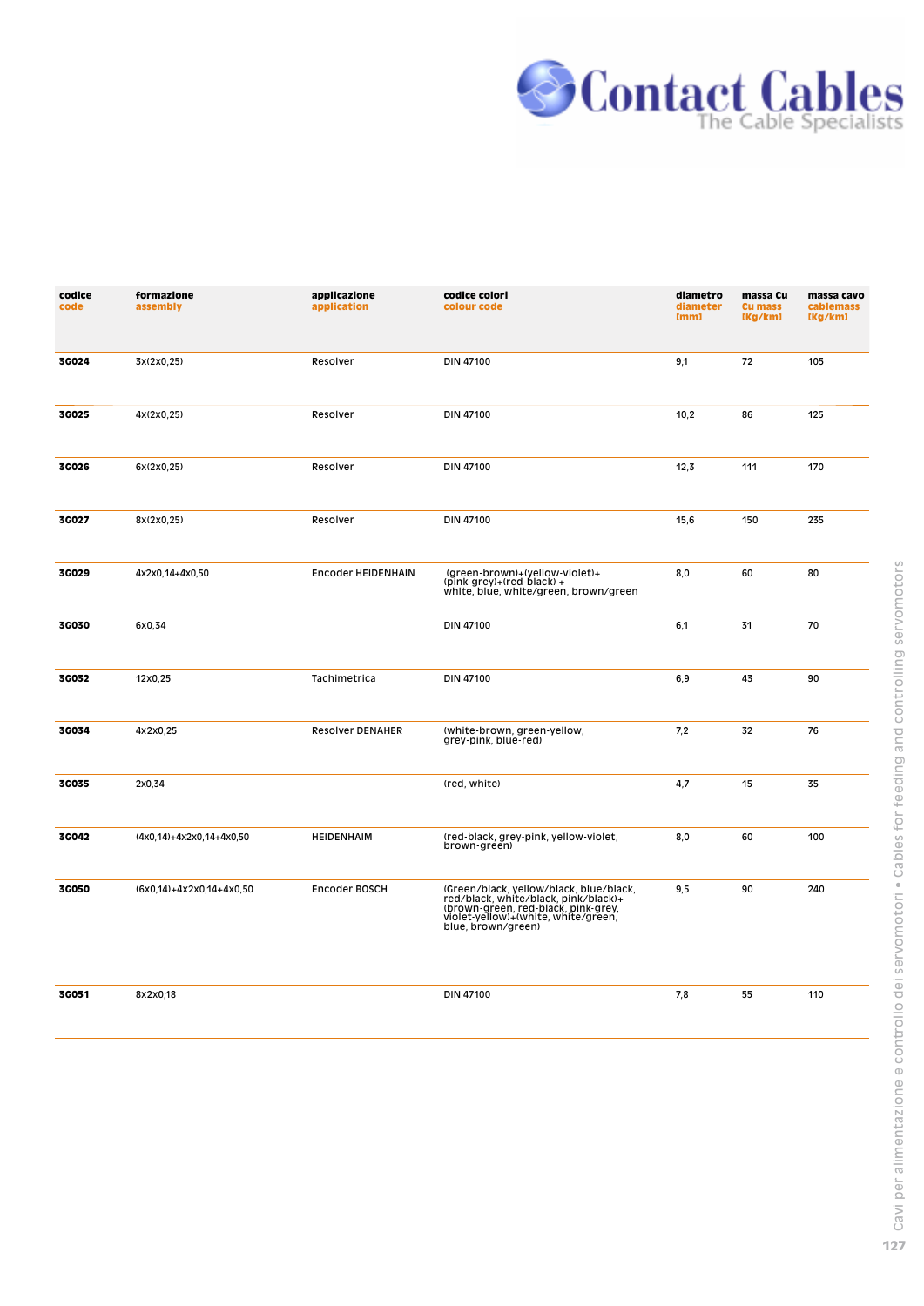| codice<br>code | formazione<br>assembly | applicazione<br>application | codice colori<br>colour code | diametro<br>diameter<br>[mm] | massa Cu<br>Cu mass<br>[Kg/km] | massa cavo<br>cablemass<br>[Kg/km] |
|---|---|---|---|---|---|---|
| **3G024** | 3x(2x0,25) | Resolver | DIN 47100 | 9,1 | 72 | 105 |
| **3G025** | 4x(2x0,25) | Resolver | DIN 47100 | 10,2 | 86 | 125 |
| **3G026** | 6x(2x0,25) | Resolver | DIN 47100 | 12,3 | 111 | 170 |
| **3G027** | 8x(2x0,25) | Resolver | DIN 47100 | 15,6 | 150 | 235 |
| **3G029** | 4x2x0,14+4x0,50 | Encoder HEIDENHAIN | (green-brown)+(yellow-violet)+(pink-grey)+(red-black) + white, blue, white/green, brown/green | 8,0 | 60 | 80 |
| **3G030** | 6x0,34 | | DIN 47100 | 6,1 | 31 | 70 |
| **3G032** | 12x0,25 | Tachimetrica | DIN 47100 | 6,9 | 43 | 90 |
| **3G034** | 4x2x0,25 | Resolver DENAHER | (white-brown, green-yellow, grey-pink, blue-red) | 7,2 | 32 | 76 |
| **3G035** | 2x0,34 | | (red, white) | 4,7 | 15 | 35 |
| **3G042** | (4x0,14)+4x2x0,14+4x0,50 | HEIDENHAIM | (red-black, grey-pink, yellow-violet, brown-green) | 8,0 | 60 | 100 |
| **3G050** | (6x0,14)+4x2x0,14+4x0,50 | Encoder BOSCH | (Green/black, yellow/black, blue/black, red/black, white/black, pink/black)+(brown-green, red-black, pink-grey, violet-yellow)+(white, white/green, blue, brown/green) | 9,5 | 90 | 240 |
| **3G051** | 8x2x0,18 | | DIN 47100 | 7,8 | 55 | 110 |